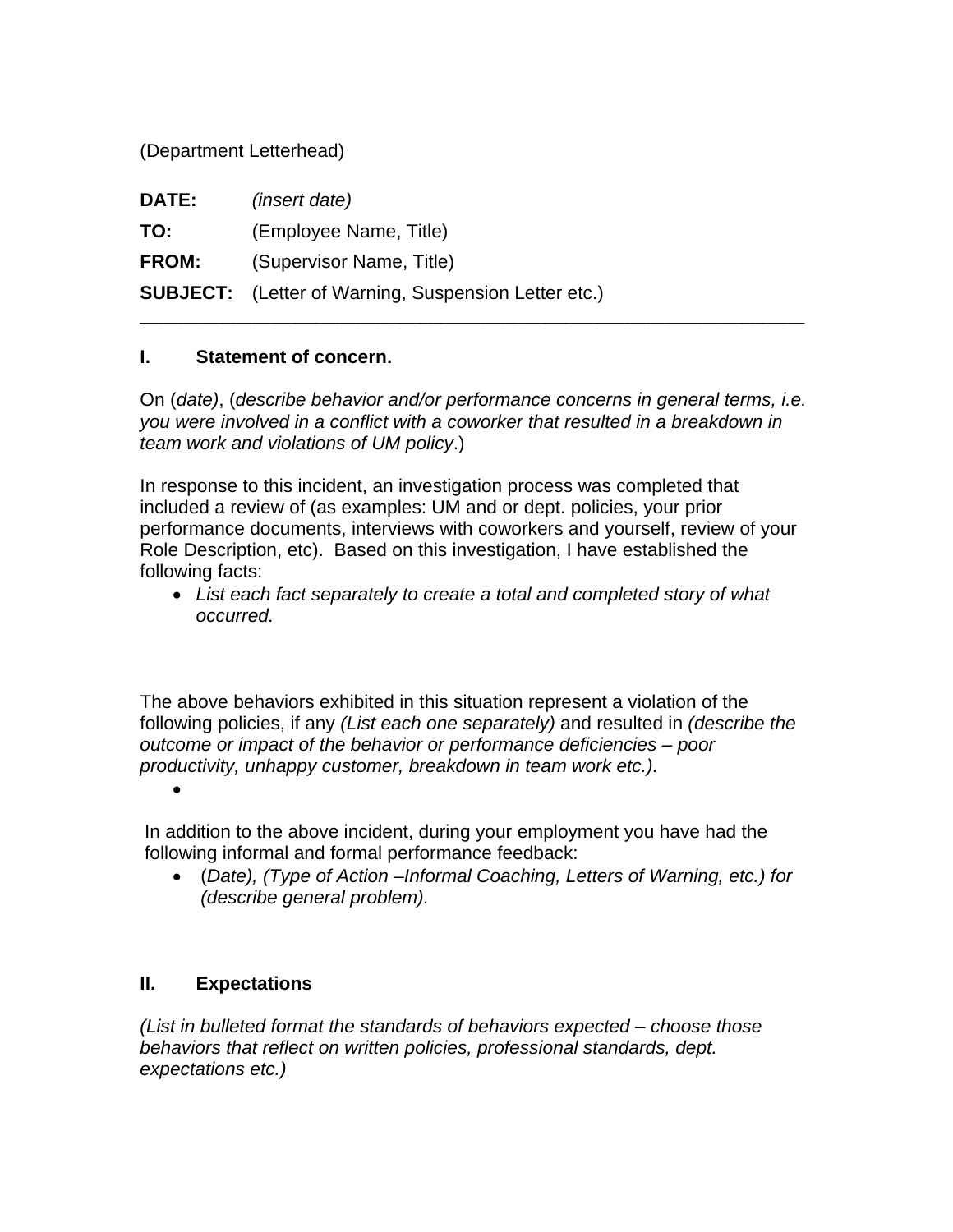(Department Letterhead)

**DATE:** *(insert date)*

**TO:** (Employee Name, Title)

**FROM:** (Supervisor Name, Title)

**SUBJECT:** (Letter of Warning, Suspension Letter etc.)

---

## I. Statement of concern.

On (*date)*, (*describe behavior and/or performance concerns in general terms, i.e. you were involved in a conflict with a coworker that resulted in a breakdown in team work and violations of UM policy*.)

In response to this incident, an investigation process was completed that included a review of (as examples: UM and or dept. policies, your prior performance documents, interviews with coworkers and yourself, review of your Role Description, etc). Based on this investigation, I have established the following facts:

- *List each fact separately to create a total and completed story of what occurred.*

The above behaviors exhibited in this situation represent a violation of the following policies, if any *(List each one separately)* and resulted in *(describe the outcome or impact of the behavior or performance deficiencies – poor productivity, unhappy customer, breakdown in team work etc.).*

- 

In addition to the above incident, during your employment you have had the following informal and formal performance feedback:

- (*Date), (Type of Action –Informal Coaching, Letters of Warning, etc.) for (describe general problem).*

## II. Expectations

*(List in bulleted format the standards of behaviors expected – choose those behaviors that reflect on written policies, professional standards, dept. expectations etc.)*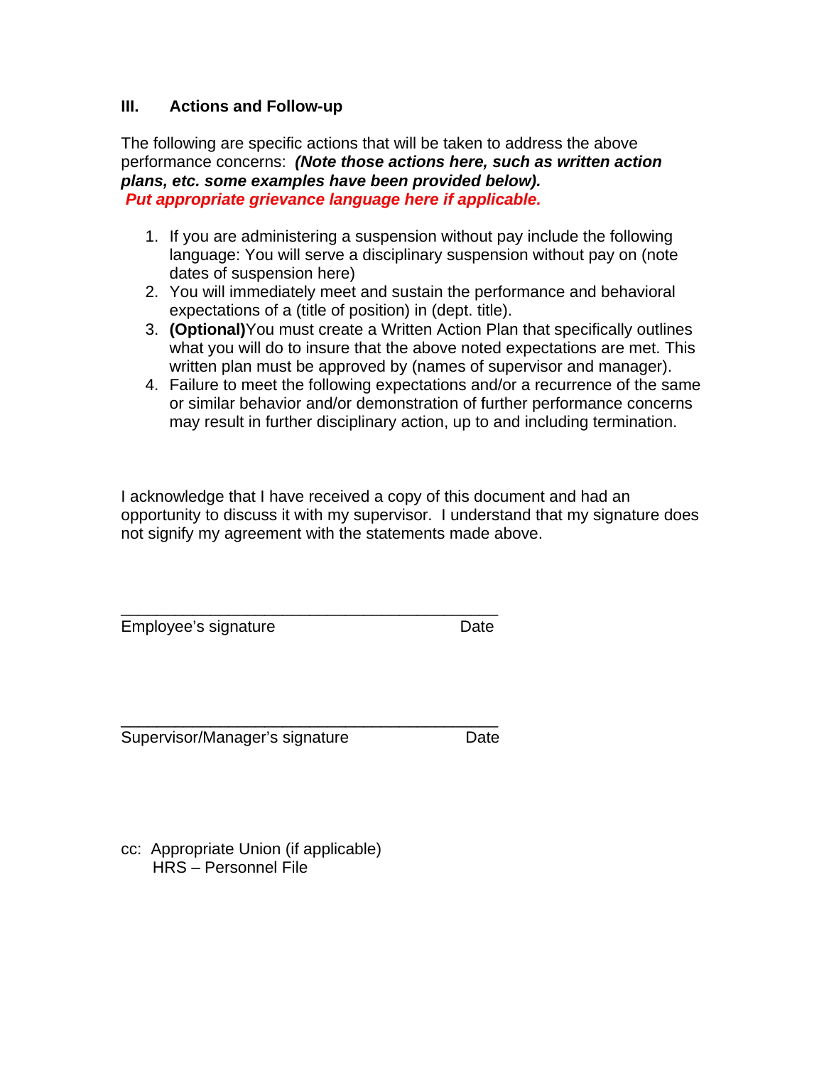## III. Actions and Follow-up

The following are specific actions that will be taken to address the above performance concerns: ***(Note those actions here, such as written action plans, etc. some examples have been provided below).***
***Put appropriate grievance language here if applicable.***

1. If you are administering a suspension without pay include the following language: You will serve a disciplinary suspension without pay on (note dates of suspension here)
2. You will immediately meet and sustain the performance and behavioral expectations of a (title of position) in (dept. title).
3. **(Optional)**You must create a Written Action Plan that specifically outlines what you will do to insure that the above noted expectations are met. This written plan must be approved by (names of supervisor and manager).
4. Failure to meet the following expectations and/or a recurrence of the same or similar behavior and/or demonstration of further performance concerns may result in further disciplinary action, up to and including termination.

I acknowledge that I have received a copy of this document and had an opportunity to discuss it with my supervisor. I understand that my signature does not signify my agreement with the statements made above.

\_\_\_\_\_\_\_\_\_\_\_\_\_\_\_\_\_\_\_\_\_\_\_\_\_\_\_\_\_\_\_\_\_\_\_\_\_\_\_\_\_\_\_\_
Employee's signature                                        Date

\_\_\_\_\_\_\_\_\_\_\_\_\_\_\_\_\_\_\_\_\_\_\_\_\_\_\_\_\_\_\_\_\_\_\_\_\_\_\_\_\_\_\_\_
Supervisor/Manager's signature                          Date

cc: Appropriate Union (if applicable)
HRS – Personnel File